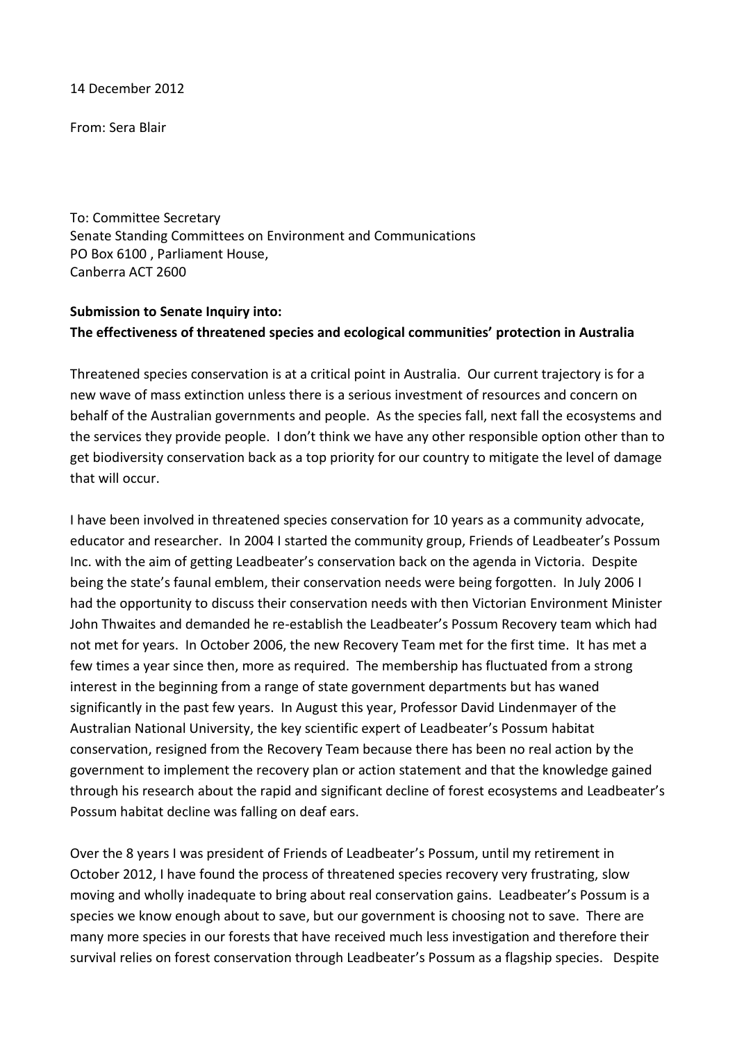14 December 2012

From: Sera Blair

To: Committee Secretary
Senate Standing Committees on Environment and Communications
PO Box 6100 , Parliament House,
Canberra ACT 2600

**Submission to Senate Inquiry into:**
**The effectiveness of threatened species and ecological communities' protection in Australia**

Threatened species conservation is at a critical point in Australia. Our current trajectory is for a new wave of mass extinction unless there is a serious investment of resources and concern on behalf of the Australian governments and people. As the species fall, next fall the ecosystems and the services they provide people. I don't think we have any other responsible option other than to get biodiversity conservation back as a top priority for our country to mitigate the level of damage that will occur.

I have been involved in threatened species conservation for 10 years as a community advocate, educator and researcher. In 2004 I started the community group, Friends of Leadbeater's Possum Inc. with the aim of getting Leadbeater's conservation back on the agenda in Victoria. Despite being the state's faunal emblem, their conservation needs were being forgotten. In July 2006 I had the opportunity to discuss their conservation needs with then Victorian Environment Minister John Thwaites and demanded he re-establish the Leadbeater's Possum Recovery team which had not met for years. In October 2006, the new Recovery Team met for the first time. It has met a few times a year since then, more as required. The membership has fluctuated from a strong interest in the beginning from a range of state government departments but has waned significantly in the past few years. In August this year, Professor David Lindenmayer of the Australian National University, the key scientific expert of Leadbeater's Possum habitat conservation, resigned from the Recovery Team because there has been no real action by the government to implement the recovery plan or action statement and that the knowledge gained through his research about the rapid and significant decline of forest ecosystems and Leadbeater's Possum habitat decline was falling on deaf ears.

Over the 8 years I was president of Friends of Leadbeater's Possum, until my retirement in October 2012, I have found the process of threatened species recovery very frustrating, slow moving and wholly inadequate to bring about real conservation gains. Leadbeater's Possum is a species we know enough about to save, but our government is choosing not to save. There are many more species in our forests that have received much less investigation and therefore their survival relies on forest conservation through Leadbeater's Possum as a flagship species. Despite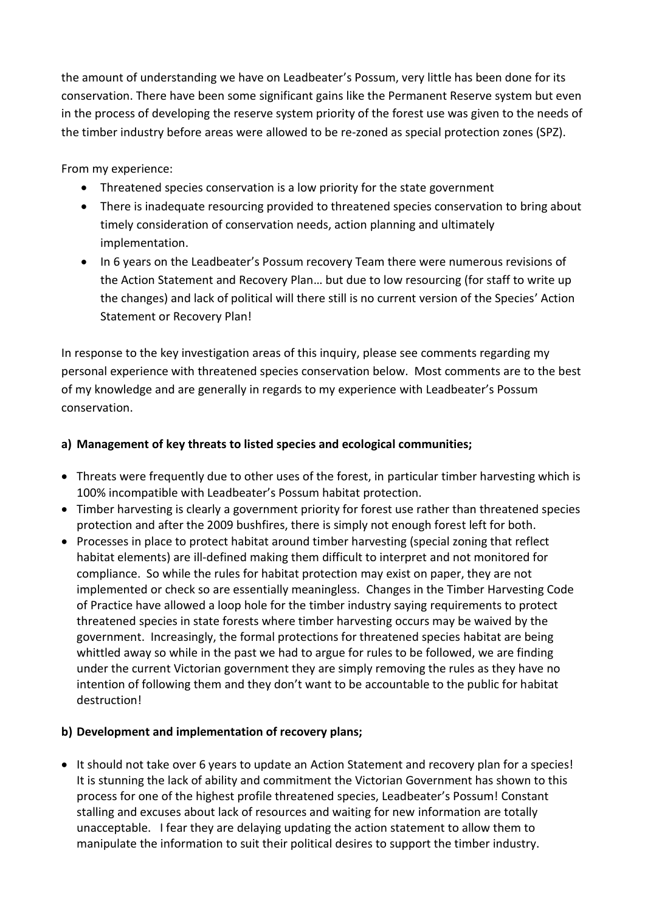the amount of understanding we have on Leadbeater's Possum, very little has been done for its conservation. There have been some significant gains like the Permanent Reserve system but even in the process of developing the reserve system priority of the forest use was given to the needs of the timber industry before areas were allowed to be re-zoned as special protection zones (SPZ).

From my experience:

- Threatened species conservation is a low priority for the state government
- There is inadequate resourcing provided to threatened species conservation to bring about timely consideration of conservation needs, action planning and ultimately implementation.
- In 6 years on the Leadbeater's Possum recovery Team there were numerous revisions of the Action Statement and Recovery Plan… but due to low resourcing (for staff to write up the changes) and lack of political will there still is no current version of the Species' Action Statement or Recovery Plan!

In response to the key investigation areas of this inquiry, please see comments regarding my personal experience with threatened species conservation below. Most comments are to the best of my knowledge and are generally in regards to my experience with Leadbeater's Possum conservation.

**a) Management of key threats to listed species and ecological communities;**

- Threats were frequently due to other uses of the forest, in particular timber harvesting which is 100% incompatible with Leadbeater's Possum habitat protection.
- Timber harvesting is clearly a government priority for forest use rather than threatened species protection and after the 2009 bushfires, there is simply not enough forest left for both.
- Processes in place to protect habitat around timber harvesting (special zoning that reflect habitat elements) are ill-defined making them difficult to interpret and not monitored for compliance. So while the rules for habitat protection may exist on paper, they are not implemented or check so are essentially meaningless. Changes in the Timber Harvesting Code of Practice have allowed a loop hole for the timber industry saying requirements to protect threatened species in state forests where timber harvesting occurs may be waived by the government. Increasingly, the formal protections for threatened species habitat are being whittled away so while in the past we had to argue for rules to be followed, we are finding under the current Victorian government they are simply removing the rules as they have no intention of following them and they don't want to be accountable to the public for habitat destruction!

**b) Development and implementation of recovery plans;**

- It should not take over 6 years to update an Action Statement and recovery plan for a species! It is stunning the lack of ability and commitment the Victorian Government has shown to this process for one of the highest profile threatened species, Leadbeater's Possum! Constant stalling and excuses about lack of resources and waiting for new information are totally unacceptable. I fear they are delaying updating the action statement to allow them to manipulate the information to suit their political desires to support the timber industry.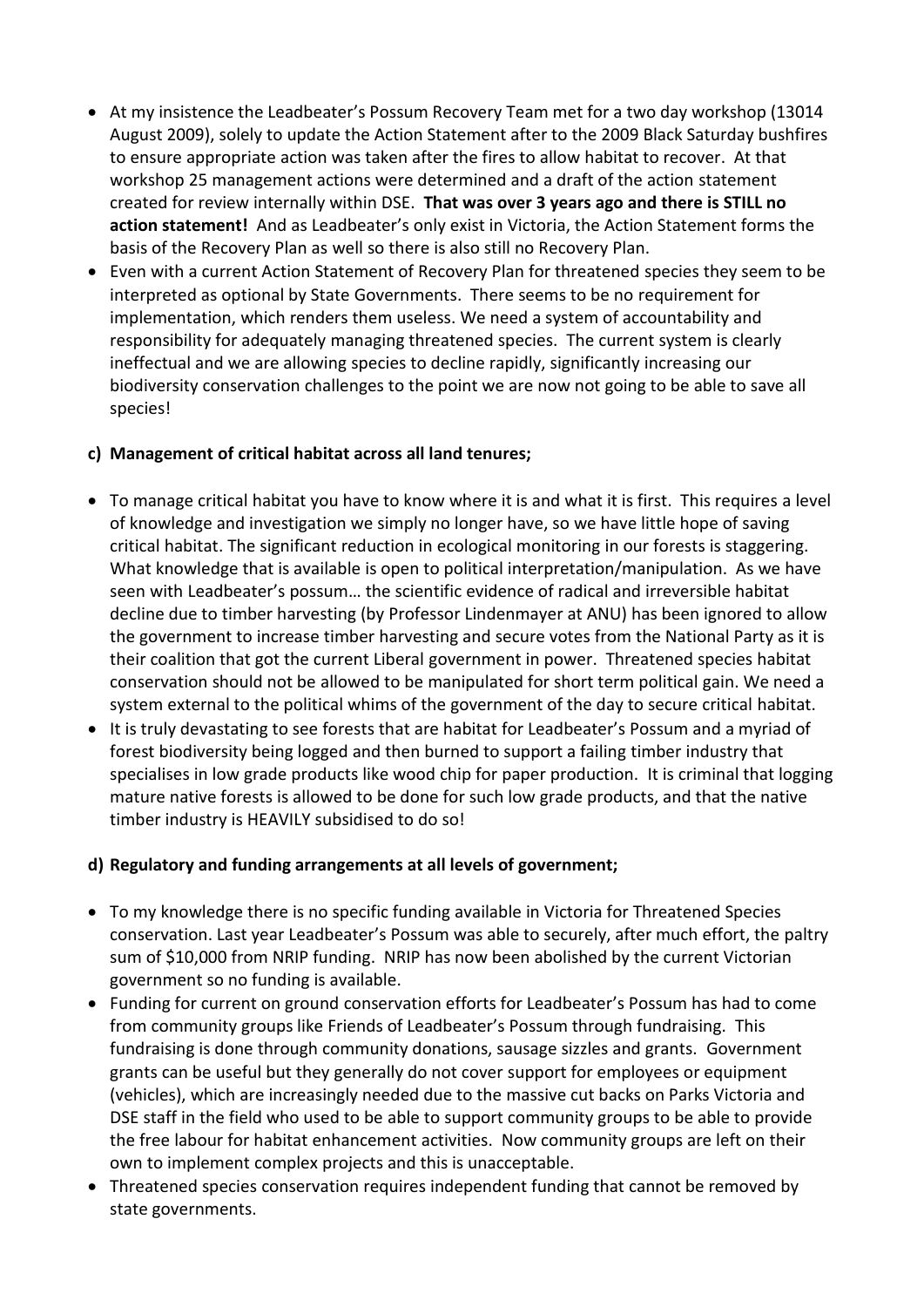- At my insistence the Leadbeater's Possum Recovery Team met for a two day workshop (13014 August 2009), solely to update the Action Statement after to the 2009 Black Saturday bushfires to ensure appropriate action was taken after the fires to allow habitat to recover. At that workshop 25 management actions were determined and a draft of the action statement created for review internally within DSE. **That was over 3 years ago and there is STILL no action statement!** And as Leadbeater's only exist in Victoria, the Action Statement forms the basis of the Recovery Plan as well so there is also still no Recovery Plan.
- Even with a current Action Statement of Recovery Plan for threatened species they seem to be interpreted as optional by State Governments. There seems to be no requirement for implementation, which renders them useless. We need a system of accountability and responsibility for adequately managing threatened species. The current system is clearly ineffectual and we are allowing species to decline rapidly, significantly increasing our biodiversity conservation challenges to the point we are now not going to be able to save all species!

**c) Management of critical habitat across all land tenures;**

- To manage critical habitat you have to know where it is and what it is first. This requires a level of knowledge and investigation we simply no longer have, so we have little hope of saving critical habitat. The significant reduction in ecological monitoring in our forests is staggering. What knowledge that is available is open to political interpretation/manipulation. As we have seen with Leadbeater's possum… the scientific evidence of radical and irreversible habitat decline due to timber harvesting (by Professor Lindenmayer at ANU) has been ignored to allow the government to increase timber harvesting and secure votes from the National Party as it is their coalition that got the current Liberal government in power. Threatened species habitat conservation should not be allowed to be manipulated for short term political gain. We need a system external to the political whims of the government of the day to secure critical habitat.
- It is truly devastating to see forests that are habitat for Leadbeater's Possum and a myriad of forest biodiversity being logged and then burned to support a failing timber industry that specialises in low grade products like wood chip for paper production. It is criminal that logging mature native forests is allowed to be done for such low grade products, and that the native timber industry is HEAVILY subsidised to do so!

**d) Regulatory and funding arrangements at all levels of government;**

- To my knowledge there is no specific funding available in Victoria for Threatened Species conservation. Last year Leadbeater's Possum was able to securely, after much effort, the paltry sum of $10,000 from NRIP funding. NRIP has now been abolished by the current Victorian government so no funding is available.
- Funding for current on ground conservation efforts for Leadbeater's Possum has had to come from community groups like Friends of Leadbeater's Possum through fundraising. This fundraising is done through community donations, sausage sizzles and grants. Government grants can be useful but they generally do not cover support for employees or equipment (vehicles), which are increasingly needed due to the massive cut backs on Parks Victoria and DSE staff in the field who used to be able to support community groups to be able to provide the free labour for habitat enhancement activities. Now community groups are left on their own to implement complex projects and this is unacceptable.
- Threatened species conservation requires independent funding that cannot be removed by state governments.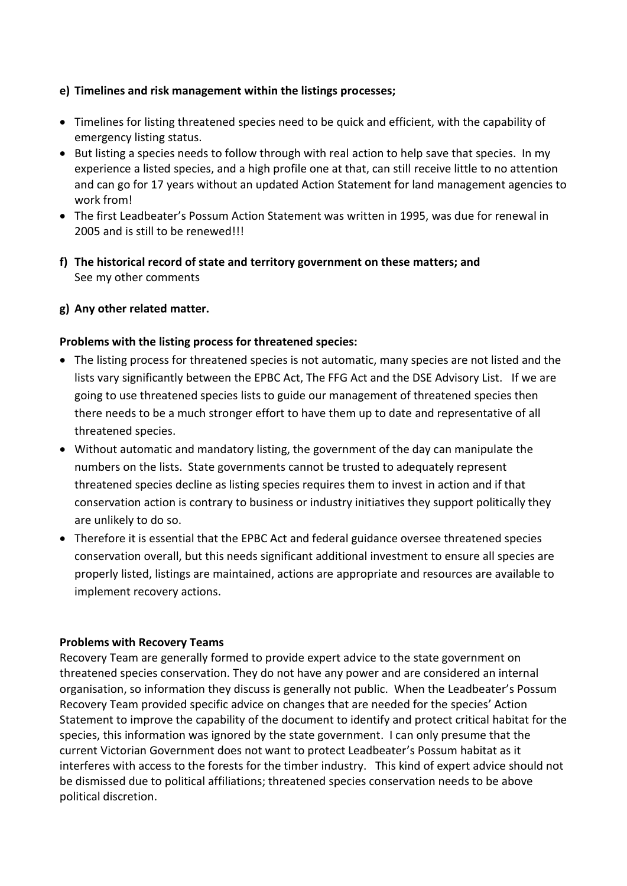**e) Timelines and risk management within the listings processes;**

- Timelines for listing threatened species need to be quick and efficient, with the capability of emergency listing status.
- But listing a species needs to follow through with real action to help save that species. In my experience a listed species, and a high profile one at that, can still receive little to no attention and can go for 17 years without an updated Action Statement for land management agencies to work from!
- The first Leadbeater's Possum Action Statement was written in 1995, was due for renewal in 2005 and is still to be renewed!!!

**f) The historical record of state and territory government on these matters; and**

See my other comments

**g) Any other related matter.**

**Problems with the listing process for threatened species:**

- The listing process for threatened species is not automatic, many species are not listed and the lists vary significantly between the EPBC Act, The FFG Act and the DSE Advisory List. If we are going to use threatened species lists to guide our management of threatened species then there needs to be a much stronger effort to have them up to date and representative of all threatened species.
- Without automatic and mandatory listing, the government of the day can manipulate the numbers on the lists. State governments cannot be trusted to adequately represent threatened species decline as listing species requires them to invest in action and if that conservation action is contrary to business or industry initiatives they support politically they are unlikely to do so.
- Therefore it is essential that the EPBC Act and federal guidance oversee threatened species conservation overall, but this needs significant additional investment to ensure all species are properly listed, listings are maintained, actions are appropriate and resources are available to implement recovery actions.

**Problems with Recovery Teams**

Recovery Team are generally formed to provide expert advice to the state government on threatened species conservation. They do not have any power and are considered an internal organisation, so information they discuss is generally not public. When the Leadbeater's Possum Recovery Team provided specific advice on changes that are needed for the species' Action Statement to improve the capability of the document to identify and protect critical habitat for the species, this information was ignored by the state government. I can only presume that the current Victorian Government does not want to protect Leadbeater's Possum habitat as it interferes with access to the forests for the timber industry. This kind of expert advice should not be dismissed due to political affiliations; threatened species conservation needs to be above political discretion.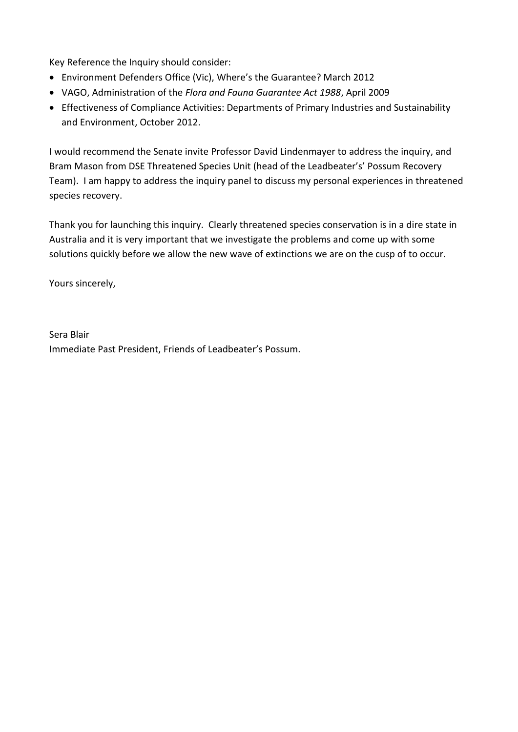Key Reference the Inquiry should consider:

- Environment Defenders Office (Vic), Where's the Guarantee? March 2012
- VAGO, Administration of the *Flora and Fauna Guarantee Act 1988*, April 2009
- Effectiveness of Compliance Activities: Departments of Primary Industries and Sustainability and Environment, October 2012.

I would recommend the Senate invite Professor David Lindenmayer to address the inquiry, and Bram Mason from DSE Threatened Species Unit (head of the Leadbeater's' Possum Recovery Team). I am happy to address the inquiry panel to discuss my personal experiences in threatened species recovery.

Thank you for launching this inquiry. Clearly threatened species conservation is in a dire state in Australia and it is very important that we investigate the problems and come up with some solutions quickly before we allow the new wave of extinctions we are on the cusp of to occur.

Yours sincerely,

Sera Blair
Immediate Past President, Friends of Leadbeater's Possum.